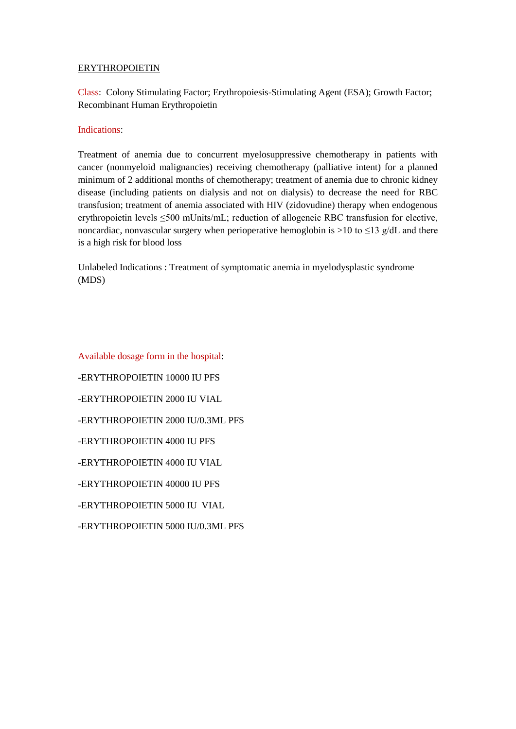# ERYTHROPOIETIN

Class: Colony Stimulating Factor; Erythropoiesis-Stimulating Agent (ESA); Growth Factor; Recombinant Human Erythropoietin

Indications:

Treatment of anemia due to concurrent myelosuppressive chemotherapy in patients with cancer (nonmyeloid malignancies) receiving chemotherapy (palliative intent) for a planned minimum of 2 additional months of chemotherapy; treatment of anemia due to chronic kidney disease (including patients on dialysis and not on dialysis) to decrease the need for RBC transfusion; treatment of anemia associated with HIV (zidovudine) therapy when endogenous erythropoietin levels ≤500 mUnits/mL; reduction of allogeneic RBC transfusion for elective, noncardiac, nonvascular surgery when perioperative hemoglobin is >10 to ≤13 g/dL and there is a high risk for blood loss

Unlabeled Indications : Treatment of symptomatic anemia in myelodysplastic syndrome (MDS)

Available dosage form in the hospital:

-ERYTHROPOIETIN 10000 IU PFS

-ERYTHROPOIETIN 2000 IU VIAL

-ERYTHROPOIETIN 2000 IU/0.3ML PFS

-ERYTHROPOIETIN 4000 IU PFS

-ERYTHROPOIETIN 4000 IU VIAL

-ERYTHROPOIETIN 40000 IU PFS

-ERYTHROPOIETIN 5000 IU VIAL

-ERYTHROPOIETIN 5000 IU/0.3ML PFS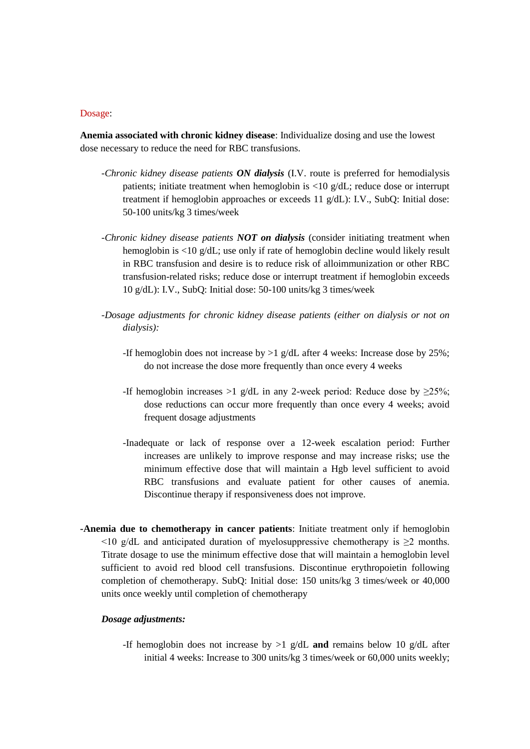Dosage:

**Anemia associated with chronic kidney disease**: Individualize dosing and use the lowest dose necessary to reduce the need for RBC transfusions.

-*Chronic kidney disease patients **ON dialysis*** (I.V. route is preferred for hemodialysis patients; initiate treatment when hemoglobin is <10 g/dL; reduce dose or interrupt treatment if hemoglobin approaches or exceeds 11 g/dL): I.V., SubQ: Initial dose: 50-100 units/kg 3 times/week

-*Chronic kidney disease patients **NOT on dialysis*** (consider initiating treatment when hemoglobin is <10 g/dL; use only if rate of hemoglobin decline would likely result in RBC transfusion and desire is to reduce risk of alloimmunization or other RBC transfusion-related risks; reduce dose or interrupt treatment if hemoglobin exceeds 10 g/dL): I.V., SubQ: Initial dose: 50-100 units/kg 3 times/week

-*Dosage adjustments for chronic kidney disease patients (either on dialysis or not on dialysis):*

-If hemoglobin does not increase by >1 g/dL after 4 weeks: Increase dose by 25%; do not increase the dose more frequently than once every 4 weeks

-If hemoglobin increases >1 g/dL in any 2-week period: Reduce dose by ≥25%; dose reductions can occur more frequently than once every 4 weeks; avoid frequent dosage adjustments

-Inadequate or lack of response over a 12-week escalation period: Further increases are unlikely to improve response and may increase risks; use the minimum effective dose that will maintain a Hgb level sufficient to avoid RBC transfusions and evaluate patient for other causes of anemia. Discontinue therapy if responsiveness does not improve.

-**Anemia due to chemotherapy in cancer patients**: Initiate treatment only if hemoglobin <10 g/dL and anticipated duration of myelosuppressive chemotherapy is ≥2 months. Titrate dosage to use the minimum effective dose that will maintain a hemoglobin level sufficient to avoid red blood cell transfusions. Discontinue erythropoietin following completion of chemotherapy. SubQ: Initial dose: 150 units/kg 3 times/week or 40,000 units once weekly until completion of chemotherapy

***Dosage adjustments:***

-If hemoglobin does not increase by >1 g/dL **and** remains below 10 g/dL after initial 4 weeks: Increase to 300 units/kg 3 times/week or 60,000 units weekly;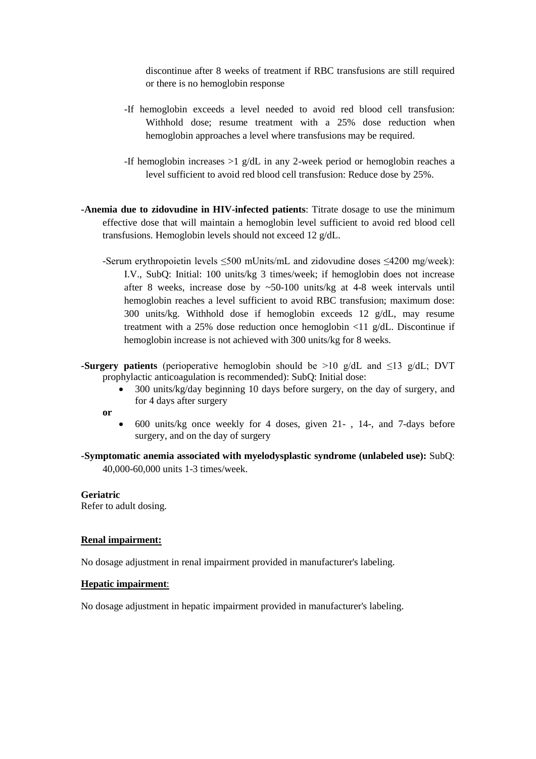discontinue after 8 weeks of treatment if RBC transfusions are still required or there is no hemoglobin response

-If hemoglobin exceeds a level needed to avoid red blood cell transfusion: Withhold dose; resume treatment with a 25% dose reduction when hemoglobin approaches a level where transfusions may be required.

-If hemoglobin increases >1 g/dL in any 2-week period or hemoglobin reaches a level sufficient to avoid red blood cell transfusion: Reduce dose by 25%.

-**Anemia due to zidovudine in HIV-infected patients**: Titrate dosage to use the minimum effective dose that will maintain a hemoglobin level sufficient to avoid red blood cell transfusions. Hemoglobin levels should not exceed 12 g/dL.

-Serum erythropoietin levels ≤500 mUnits/mL and zidovudine doses ≤4200 mg/week): I.V., SubQ: Initial: 100 units/kg 3 times/week; if hemoglobin does not increase after 8 weeks, increase dose by ~50-100 units/kg at 4-8 week intervals until hemoglobin reaches a level sufficient to avoid RBC transfusion; maximum dose: 300 units/kg. Withhold dose if hemoglobin exceeds 12 g/dL, may resume treatment with a 25% dose reduction once hemoglobin <11 g/dL. Discontinue if hemoglobin increase is not achieved with 300 units/kg for 8 weeks.

-**Surgery patients** (perioperative hemoglobin should be >10 g/dL and ≤13 g/dL; DVT prophylactic anticoagulation is recommended): SubQ: Initial dose:

- 300 units/kg/day beginning 10 days before surgery, on the day of surgery, and for 4 days after surgery

**or**

- 600 units/kg once weekly for 4 doses, given 21- , 14-, and 7-days before surgery, and on the day of surgery

-**Symptomatic anemia associated with myelodysplastic syndrome (unlabeled use):** SubQ: 40,000-60,000 units 1-3 times/week.

**Geriatric**

Refer to adult dosing.

**Renal impairment:**

No dosage adjustment in renal impairment provided in manufacturer's labeling.

**Hepatic impairment**:

No dosage adjustment in hepatic impairment provided in manufacturer's labeling.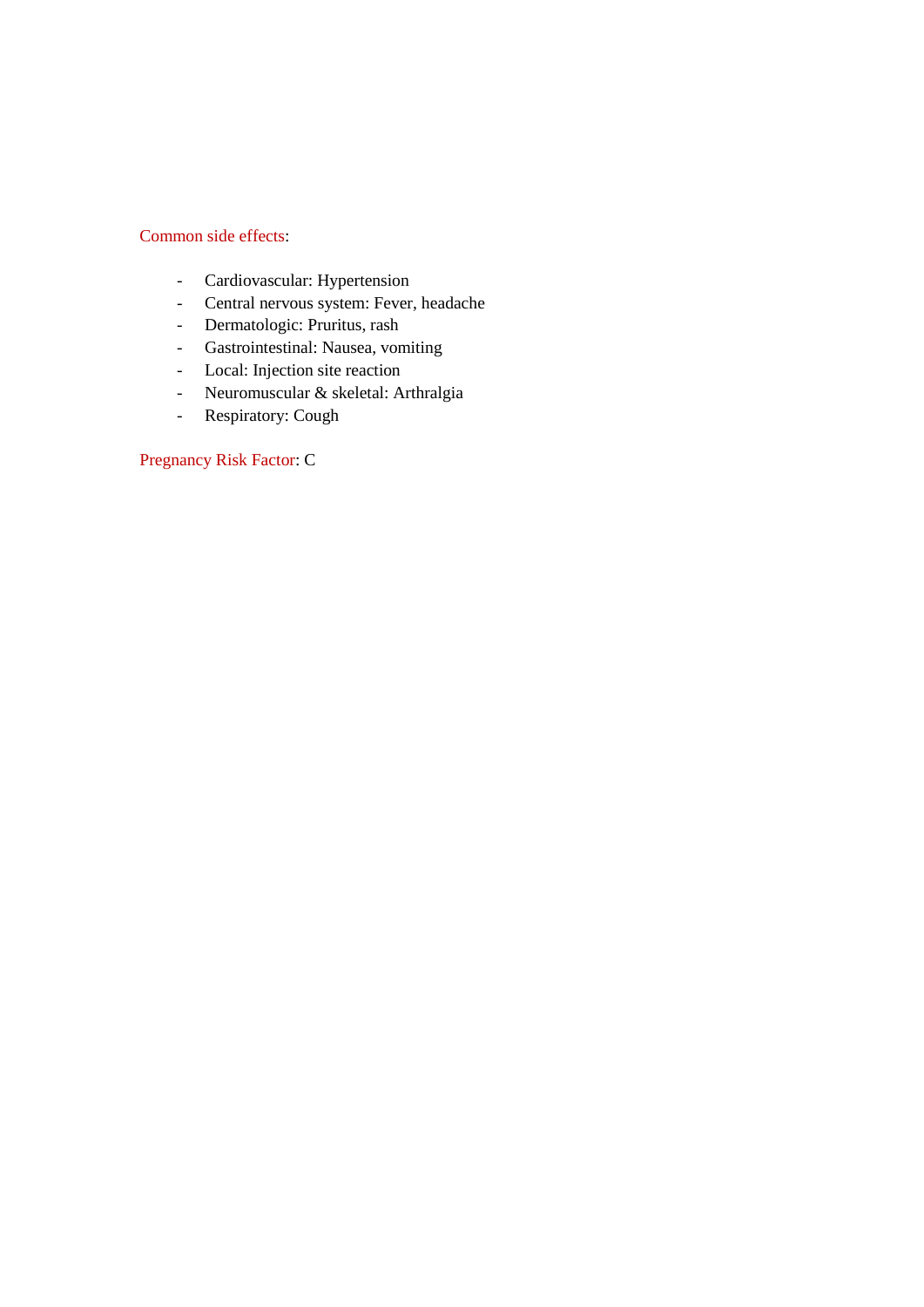Common side effects:

- Cardiovascular: Hypertension
- Central nervous system: Fever, headache
- Dermatologic: Pruritus, rash
- Gastrointestinal: Nausea, vomiting
- Local: Injection site reaction
- Neuromuscular & skeletal: Arthralgia
- Respiratory: Cough

Pregnancy Risk Factor: C